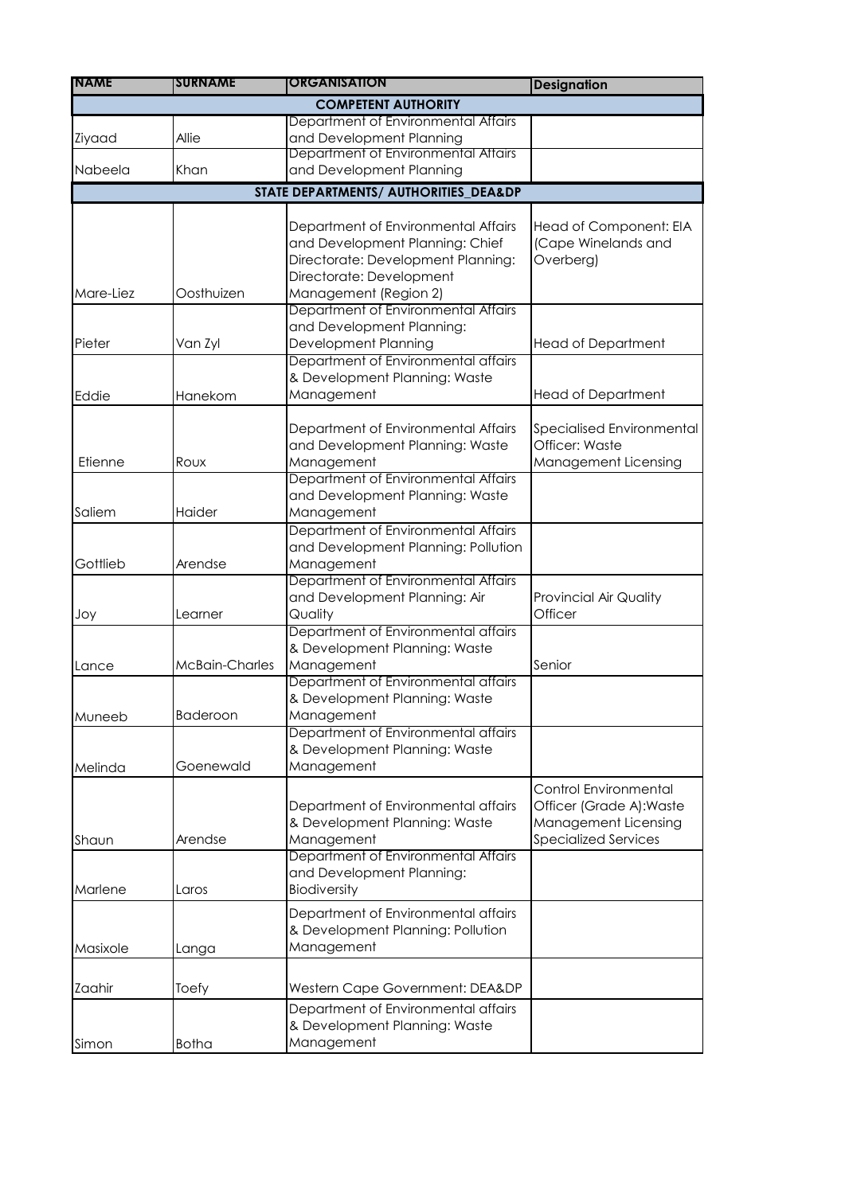| NAME | SURNAME | ORGANISATION | Designation |
|---|---|---|---|
| **COMPETENT AUTHORITY** | | | |
| Ziyaad | Allie | Department of Environmental Affairs and Development Planning | |
| Nabeela | Khan | Department of Environmental Affairs and Development Planning | |
| **STATE DEPARTMENTS/ AUTHORITIES_DEA&DP** | | | |
| Mare-Liez | Oosthuizen | Department of Environmental Affairs and Development Planning: Chief Directorate: Development Planning: Directorate: Development Management (Region 2) | Head of Component: EIA (Cape Winelands and Overberg) |
| Pieter | Van Zyl | Department of Environmental Affairs and Development Planning: Development Planning | Head of Department |
| Eddie | Hanekom | Department of Environmental affairs & Development Planning: Waste Management | Head of Department |
| Etienne | Roux | Department of Environmental Affairs and Development Planning: Waste Management | Specialised Environmental Officer: Waste Management Licensing |
| Saliem | Haider | Department of Environmental Affairs and Development Planning: Waste Management | |
| Gottlieb | Arendse | Department of Environmental Affairs and Development Planning: Pollution Management | |
| Joy | Learner | Department of Environmental Affairs and Development Planning: Air Quality | Provincial Air Quality Officer |
| Lance | McBain-Charles | Department of Environmental affairs & Development Planning: Waste Management | Senior |
| Muneeb | Baderoon | Department of Environmental affairs & Development Planning: Waste Management | |
| Melinda | Goenewald | Department of Environmental affairs & Development Planning: Waste Management | |
| Shaun | Arendse | Department of Environmental affairs & Development Planning: Waste Management | Control Environmental Officer (Grade A):Waste Management Licensing Specialized Services |
| Marlene | Laros | Department of Environmental Affairs and Development Planning: Biodiversity | |
| Masixole | Langa | Department of Environmental affairs & Development Planning: Pollution Management | |
| Zaahir | Toefy | Western Cape Government: DEA&DP | |
| Simon | Botha | Department of Environmental affairs & Development Planning: Waste Management | |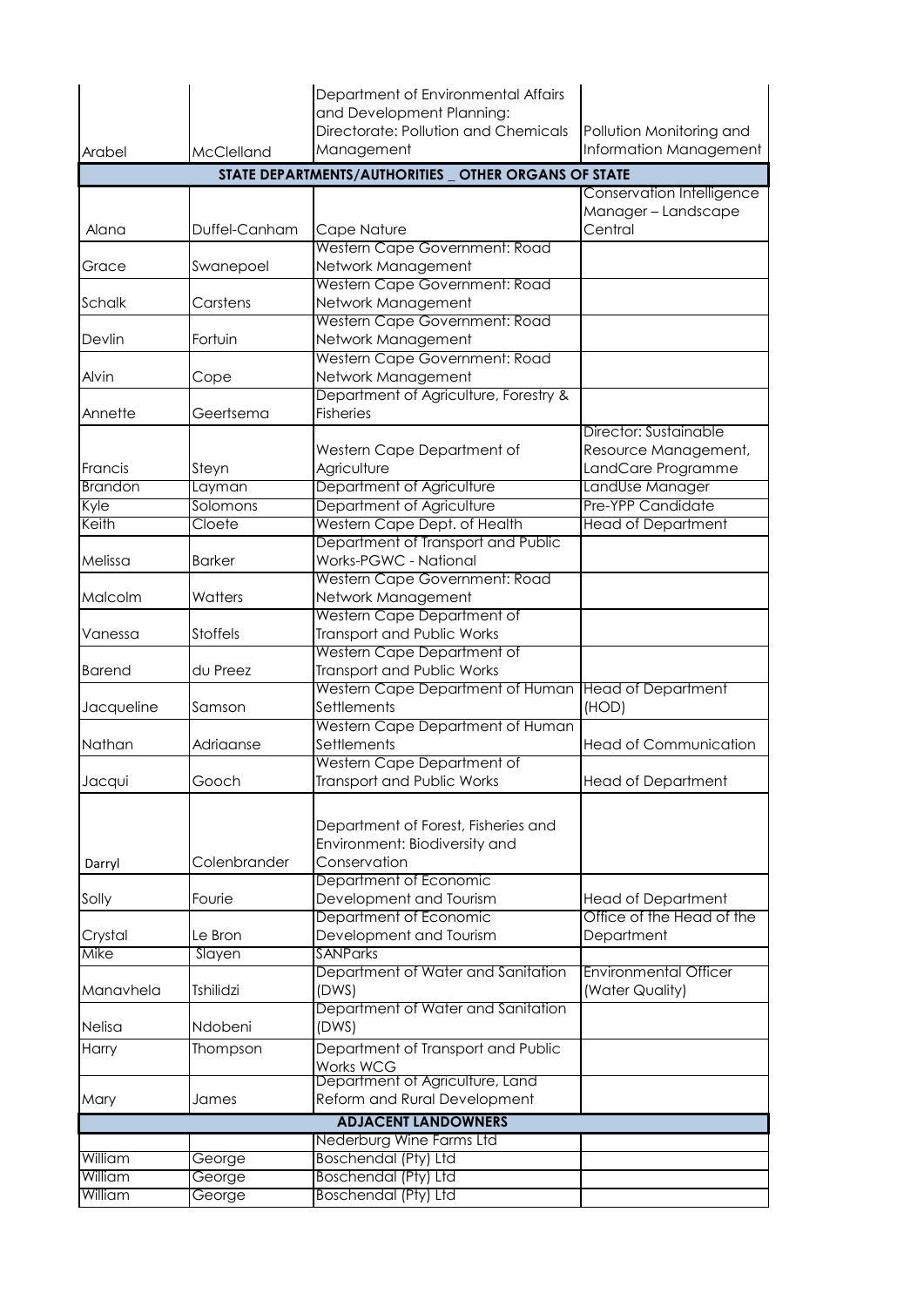| | | | |
|---|---|---|---|
| Arabel | McClelland | Department of Environmental Affairs and Development Planning: Directorate: Pollution and Chemicals Management | Pollution Monitoring and Information Management |
| **STATE DEPARTMENTS/AUTHORITIES _ OTHER ORGANS OF STATE** | | | |
| Alana | Duffel-Canham | Cape Nature | Conservation Intelligence Manager – Landscape Central |
| Grace | Swanepoel | Western Cape Government: Road Network Management | |
| Schalk | Carstens | Western Cape Government: Road Network Management | |
| Devlin | Fortuin | Western Cape Government: Road Network Management | |
| Alvin | Cope | Western Cape Government: Road Network Management | |
| Annette | Geertsema | Department of Agriculture, Forestry & Fisheries | |
| Francis | Steyn | Western Cape Department of Agriculture | Director: Sustainable Resource Management, LandCare Programme |
| Brandon | Layman | Department of Agriculture | LandUse Manager |
| Kyle | Solomons | Department of Agriculture | Pre-YPP Candidate |
| Keith | Cloete | Western Cape Dept. of Health | Head of Department |
| Melissa | Barker | Department of Transport and Public Works-PGWC - National | |
| Malcolm | Watters | Western Cape Government: Road Network Management | |
| Vanessa | Stoffels | Western Cape Department of Transport and Public Works | |
| Barend | du Preez | Western Cape Department of Transport and Public Works | |
| Jacqueline | Samson | Western Cape Department of Human Settlements | Head of Department (HOD) |
| Nathan | Adriaanse | Western Cape Department of Human Settlements | Head of Communication |
| Jacqui | Gooch | Western Cape Department of Transport and Public Works | Head of Department |
| Darryl | Colenbrander | Department of Forest, Fisheries and Environment: Biodiversity and Conservation | |
| Solly | Fourie | Department of Economic Development and Tourism | Head of Department |
| Crystal | Le Bron | Department of Economic Development and Tourism | Office of the Head of the Department |
| Mike | Slayen | SANParks | |
| Manavhela | Tshilidzi | Department of Water and Sanitation (DWS) | Environmental Officer (Water Quality) |
| Nelisa | Ndobeni | Department of Water and Sanitation (DWS) | |
| Harry | Thompson | Department of Transport and Public Works WCG | |
| Mary | James | Department of Agriculture, Land Reform and Rural Development | |
| **ADJACENT LANDOWNERS** | | | |
| | | Nederburg Wine Farms Ltd | |
| William | George | Boschendal (Pty) Ltd | |
| William | George | Boschendal (Pty) Ltd | |
| William | George | Boschendal (Pty) Ltd | |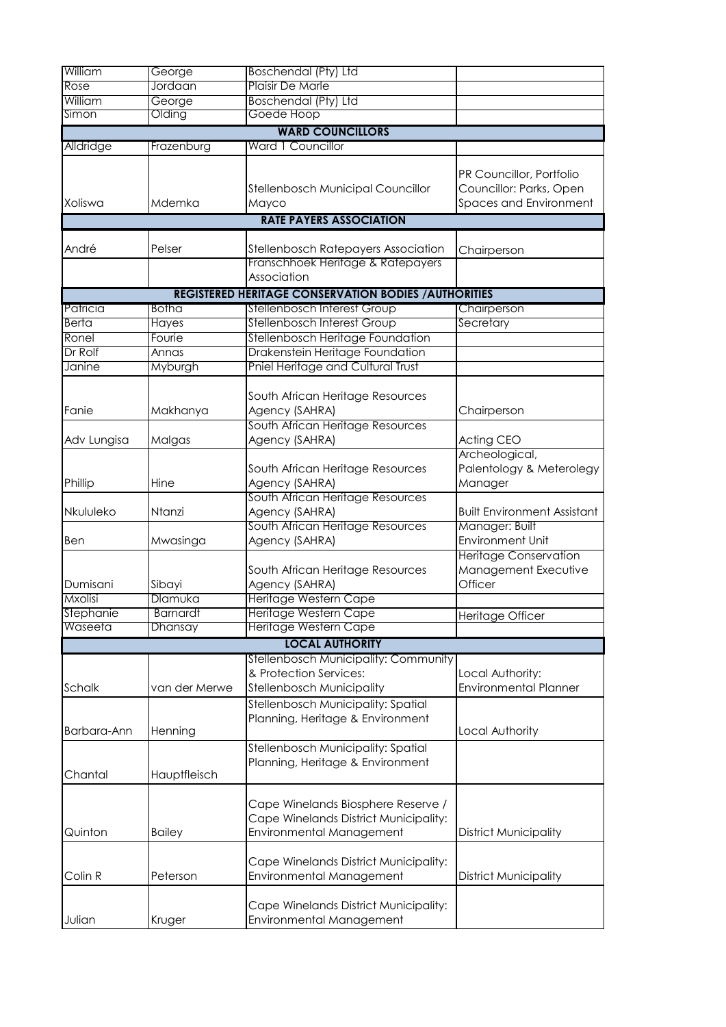| | | | |
|---|---|---|---|
| William | George | Boschendal (Pty) Ltd | |
| Rose | Jordaan | Plaisir De Marle | |
| William | George | Boschendal (Pty) Ltd | |
| Simon | Olding | Goede Hoop | |
| **WARD COUNCILLORS** | | | |
| Alldridge | Frazenburg | Ward 1 Councillor | |
| Xoliswa | Mdemka | Stellenbosch Municipal Councillor Mayco | PR Councillor, Portfolio Councillor: Parks, Open Spaces and Environment |
| **RATE PAYERS ASSOCIATION** | | | |
| André | Pelser | Stellenbosch Ratepayers Association | Chairperson |
| | | Franschhoek Heritage & Ratepayers Association | |
| **REGISTERED HERITAGE CONSERVATION BODIES /AUTHORITIES** | | | |
| Patricia | Botha | Stellenbosch Interest Group | Chairperson |
| Berta | Hayes | Stellenbosch Interest Group | Secretary |
| Ronel | Fourie | Stellenbosch Heritage Foundation | |
| Dr Rolf | Annas | Drakenstein Heritage Foundation | |
| Janine | Myburgh | Pniel Heritage and Cultural Trust | |
| Fanie | Makhanya | South African Heritage Resources Agency (SAHRA) | Chairperson |
| Adv Lungisa | Malgas | South African Heritage Resources Agency (SAHRA) | Acting CEO |
| Phillip | Hine | South African Heritage Resources Agency (SAHRA) | Archeological, Palentology & Meterology Manager |
| Nkululeko | Ntanzi | South African Heritage Resources Agency (SAHRA) | Built Environment Assistant |
| Ben | Mwasinga | South African Heritage Resources Agency (SAHRA) | Manager: Built Environment Unit |
| Dumisani | Sibayi | South African Heritage Resources Agency (SAHRA) | Heritage Conservation Management Executive Officer |
| Mxolisi | Dlamuka | Heritage Western Cape | |
| Stephanie | Barnardt | Heritage Western Cape | Heritage Officer |
| Waseefa | Dhansay | Heritage Western Cape | |
| **LOCAL AUTHORITY** | | | |
| Schalk | van der Merwe | Stellenbosch Municipality: Community & Protection Services: Stellenbosch Municipality | Local Authority: Environmental Planner |
| Barbara-Ann | Henning | Stellenbosch Municipality: Spatial Planning, Heritage & Environment | Local Authority |
| Chantal | Hauptfleisch | Stellenbosch Municipality: Spatial Planning, Heritage & Environment | |
| Quinton | Bailey | Cape Winelands Biosphere Reserve / Cape Winelands District Municipality: Environmental Management | District Municipality |
| Colin R | Peterson | Cape Winelands District Municipality: Environmental Management | District Municipality |
| Julian | Kruger | Cape Winelands District Municipality: Environmental Management | |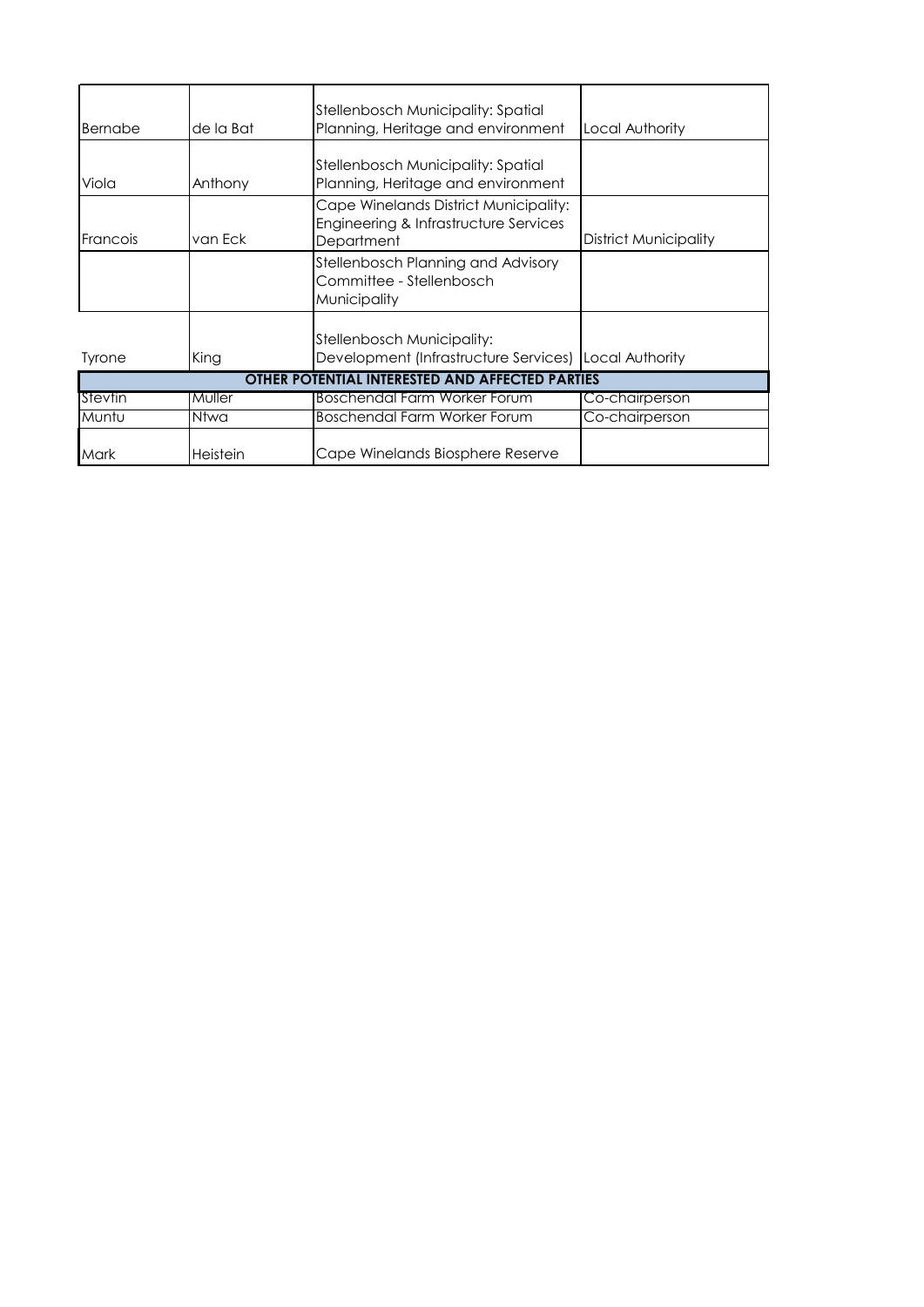| | | | |
|---|---|---|---|
| Bernabe | de la Bat | Stellenbosch Municipality: Spatial Planning, Heritage and environment | Local Authority |
| Viola | Anthony | Stellenbosch Municipality: Spatial Planning, Heritage and environment | |
| Francois | van Eck | Cape Winelands District Municipality: Engineering & Infrastructure Services Department | District Municipality |
| | | Stellenbosch Planning and Advisory Committee - Stellenbosch Municipality | |
| Tyrone | King | Stellenbosch Municipality: Development (Infrastructure Services) | Local Authority |
| **OTHER POTENTIAL INTERESTED AND AFFECTED PARTIES** | | | |
| Stevfin | Muller | Boschendal Farm Worker Forum | Co-chairperson |
| Muntu | Ntwa | Boschendal Farm Worker Forum | Co-chairperson |
| Mark | Heistein | Cape Winelands Biosphere Reserve | |